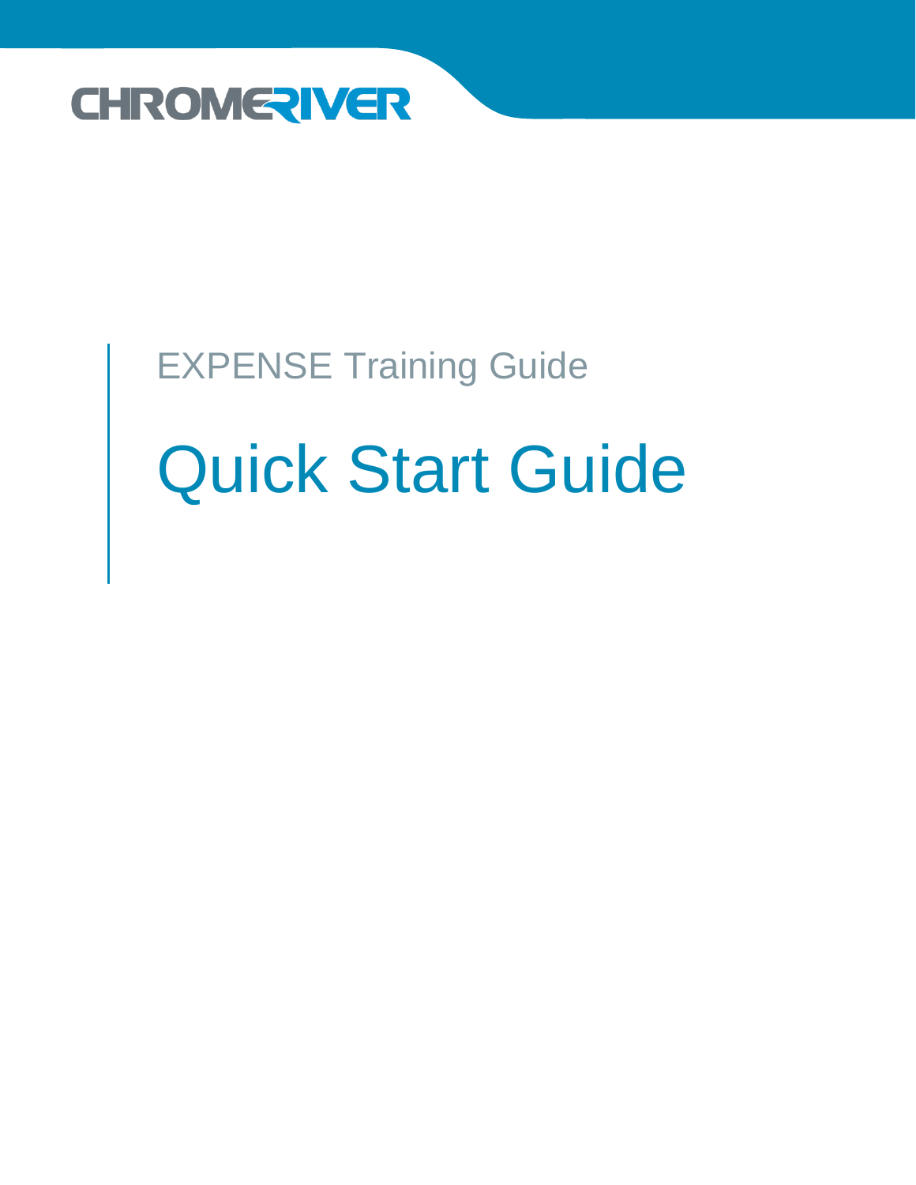CHROMERIVER

EXPENSE Training Guide

# Quick Start Guide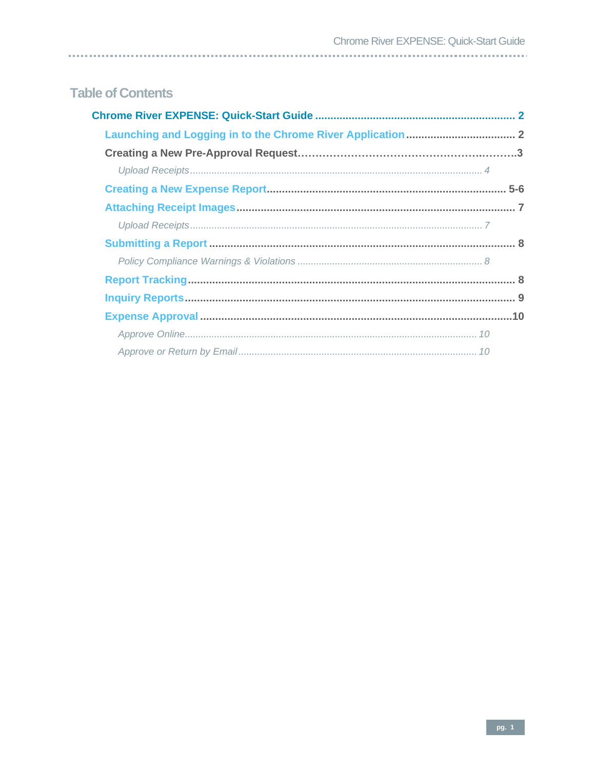## Table of Contents

**Chrome River EXPENSE: Quick-Start Guide** ........ 2

- **Launching and Logging in to the Chrome River Application** ........ 2
- **Creating a New Pre-Approval Request** ........ 3
  - *Upload Receipts* ........ 4
- **Creating a New Expense Report** ........ 5-6
- **Attaching Receipt Images** ........ 7
  - *Upload Receipts* ........ 7
- **Submitting a Report** ........ 8
  - *Policy Compliance Warnings & Violations* ........ 8
- **Report Tracking** ........ 8
- **Inquiry Reports** ........ 9
- **Expense Approval** ........ 10
  - *Approve Online* ........ 10
  - *Approve or Return by Email* ........ 10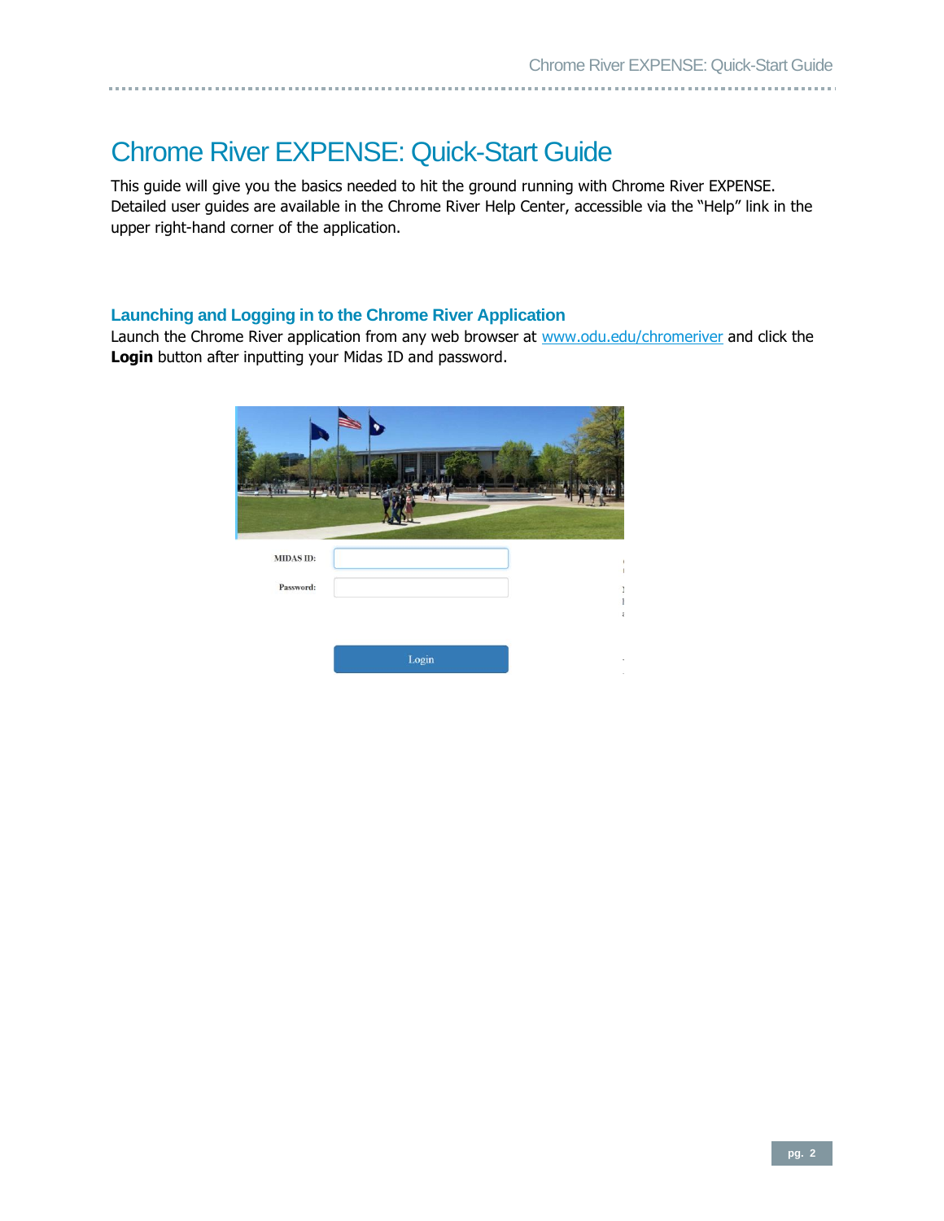# Chrome River EXPENSE: Quick-Start Guide

This guide will give you the basics needed to hit the ground running with Chrome River EXPENSE. Detailed user guides are available in the Chrome River Help Center, accessible via the "Help" link in the upper right-hand corner of the application.

## Launching and Logging in to the Chrome River Application

Launch the Chrome River application from any web browser at [www.odu.edu/chromeriver](www.odu.edu/chromeriver) and click the **Login** button after inputting your Midas ID and password.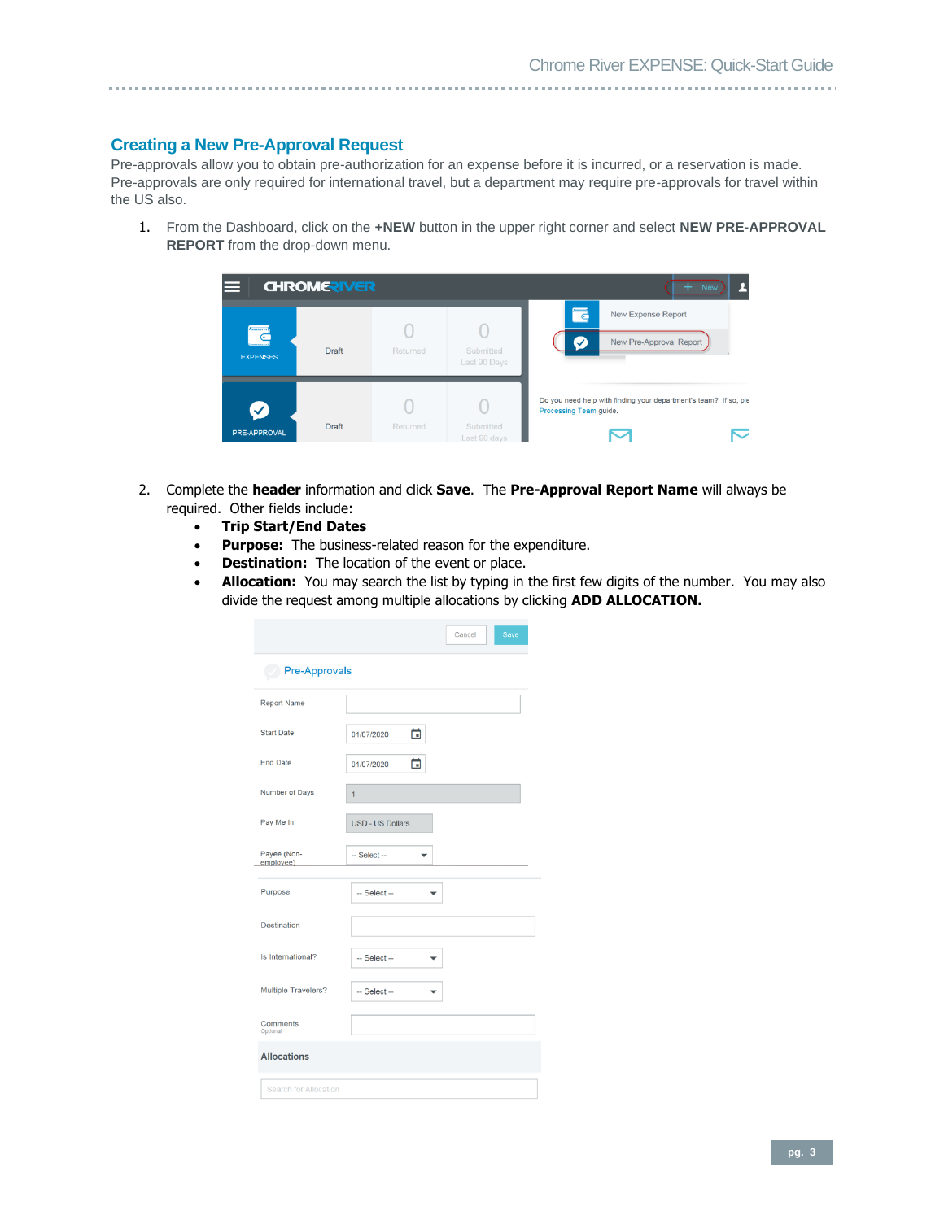## Creating a New Pre-Approval Request

Pre-approvals allow you to obtain pre-authorization for an expense before it is incurred, or a reservation is made. Pre-approvals are only required for international travel, but a department may require pre-approvals for travel within the US also.

1. From the Dashboard, click on the **+NEW** button in the upper right corner and select **NEW PRE-APPROVAL REPORT** from the drop-down menu.

2. Complete the **header** information and click **Save**. The **Pre-Approval Report Name** will always be required. Other fields include:
   - **Trip Start/End Dates**
   - **Purpose:** The business-related reason for the expenditure.
   - **Destination:** The location of the event or place.
   - **Allocation:** You may search the list by typing in the first few digits of the number. You may also divide the request among multiple allocations by clicking **ADD ALLOCATION.**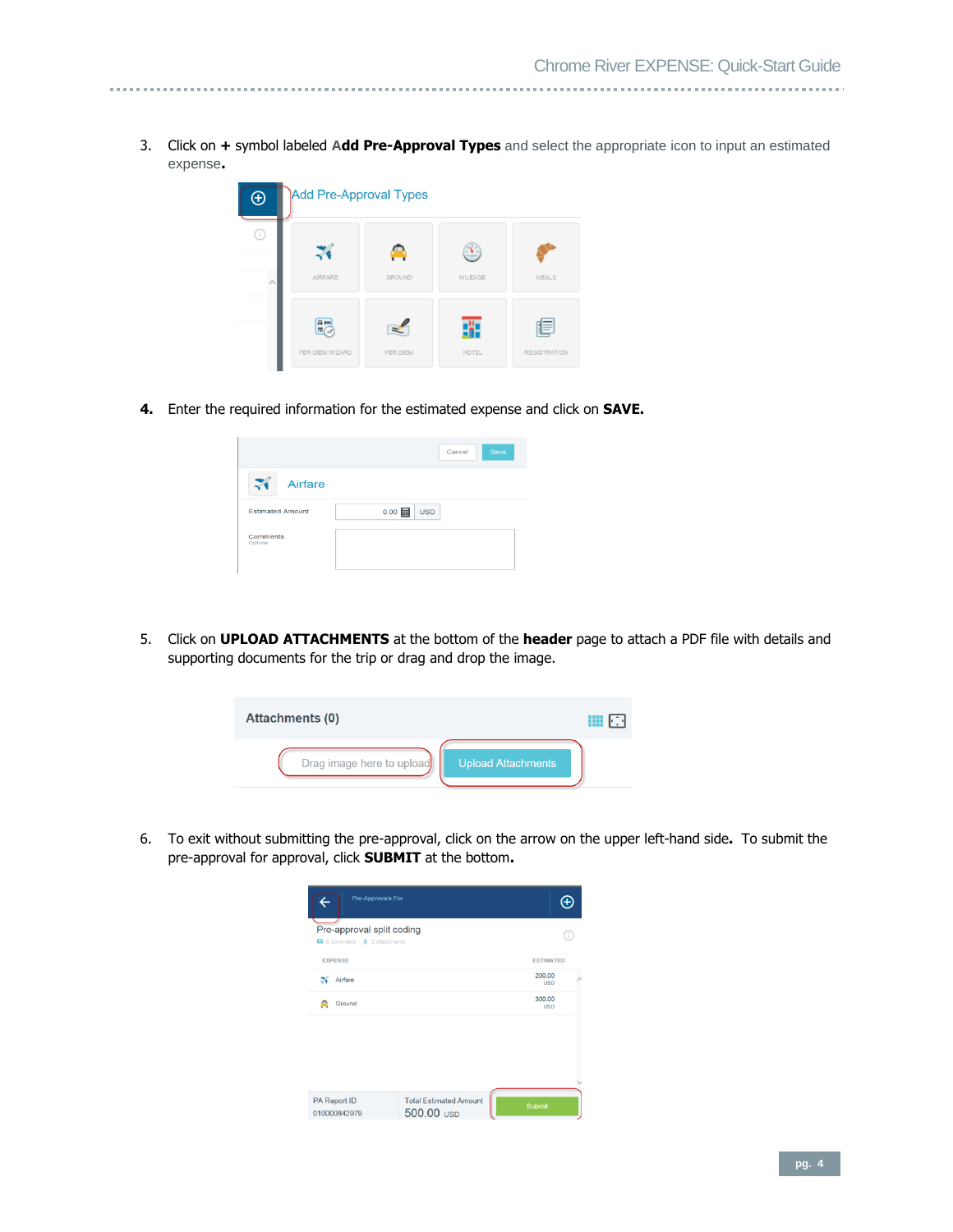3. Click on **+** symbol labeled **Add Pre-Approval Types** and select the appropriate icon to input an estimated expense**.**

4. Enter the required information for the estimated expense and click on **SAVE.**

5. Click on **UPLOAD ATTACHMENTS** at the bottom of the **header** page to attach a PDF file with details and supporting documents for the trip or drag and drop the image.

6. To exit without submitting the pre-approval, click on the arrow on the upper left-hand side**.** To submit the pre-approval for approval, click **SUBMIT** at the bottom**.**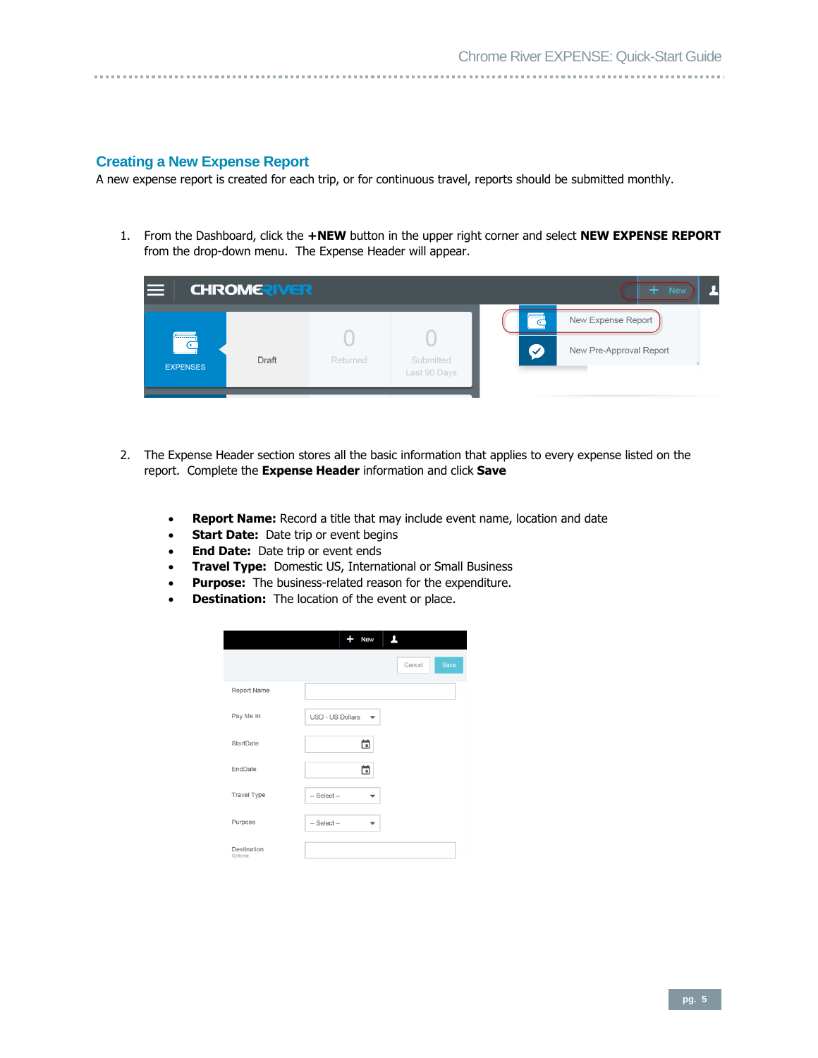## Creating a New Expense Report

A new expense report is created for each trip, or for continuous travel, reports should be submitted monthly.

1. From the Dashboard, click the **+NEW** button in the upper right corner and select **NEW EXPENSE REPORT** from the drop-down menu.  The Expense Header will appear.

2. The Expense Header section stores all the basic information that applies to every expense listed on the report.  Complete the **Expense Header** information and click **Save**

   - **Report Name:** Record a title that may include event name, location and date
   - **Start Date:**  Date trip or event begins
   - **End Date:**  Date trip or event ends
   - **Travel Type:**  Domestic US, International or Small Business
   - **Purpose:**  The business-related reason for the expenditure.
   - **Destination:**  The location of the event or place.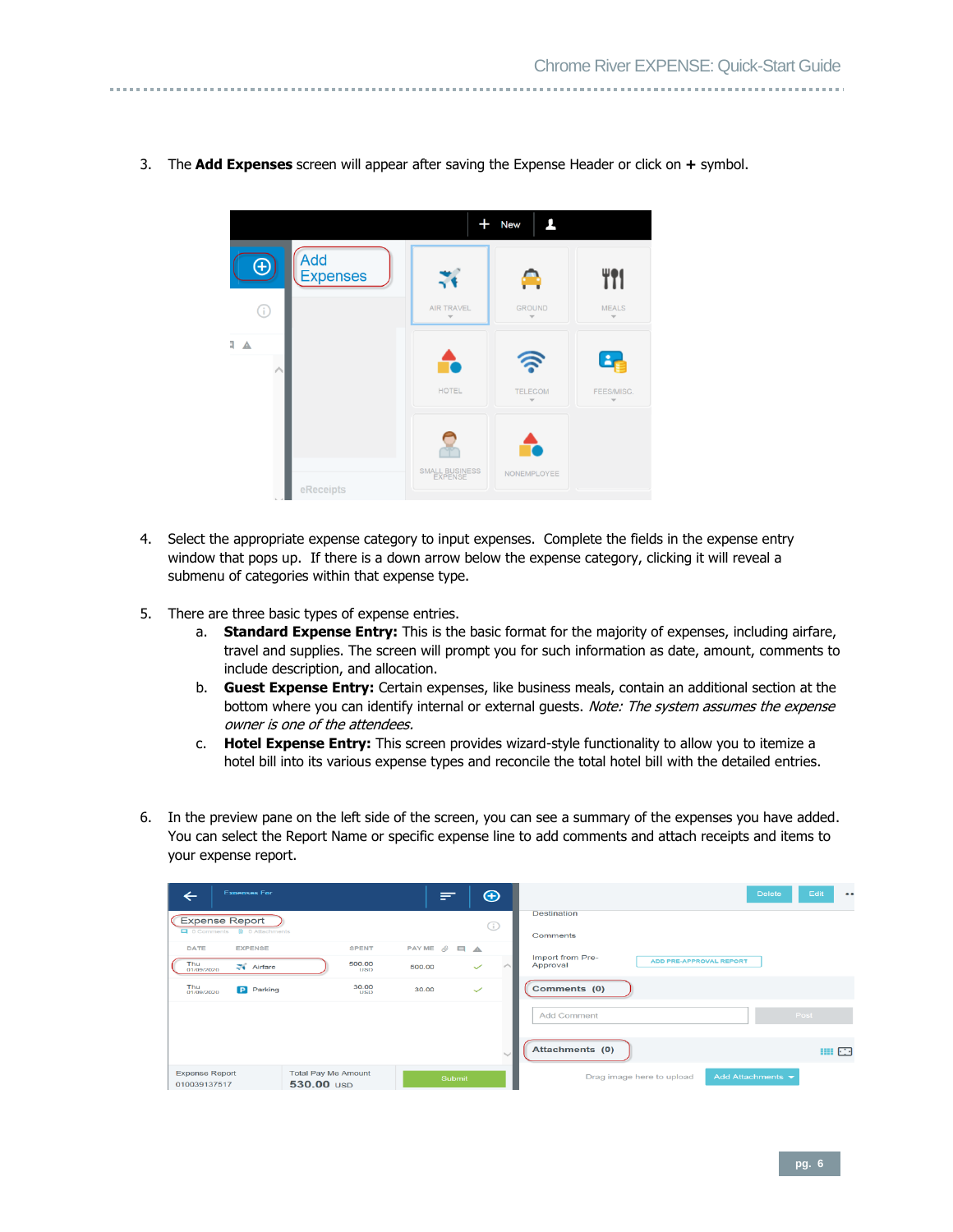3. The **Add Expenses** screen will appear after saving the Expense Header or click on **+** symbol.

4. Select the appropriate expense category to input expenses. Complete the fields in the expense entry window that pops up. If there is a down arrow below the expense category, clicking it will reveal a submenu of categories within that expense type.

5. There are three basic types of expense entries.
   a. **Standard Expense Entry:** This is the basic format for the majority of expenses, including airfare, travel and supplies. The screen will prompt you for such information as date, amount, comments to include description, and allocation.
   b. **Guest Expense Entry:** Certain expenses, like business meals, contain an additional section at the bottom where you can identify internal or external guests. *Note: The system assumes the expense owner is one of the attendees.*
   c. **Hotel Expense Entry:** This screen provides wizard-style functionality to allow you to itemize a hotel bill into its various expense types and reconcile the total hotel bill with the detailed entries.

6. In the preview pane on the left side of the screen, you can see a summary of the expenses you have added. You can select the Report Name or specific expense line to add comments and attach receipts and items to your expense report.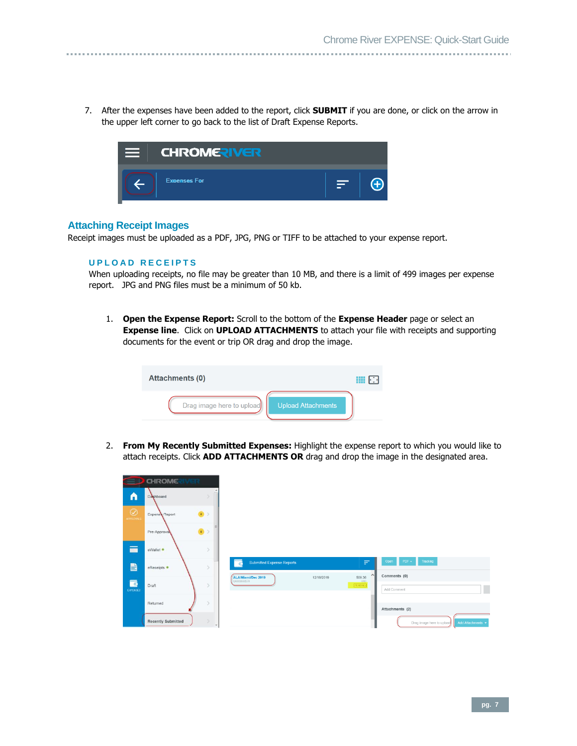7. After the expenses have been added to the report, click **SUBMIT** if you are done, or click on the arrow in the upper left corner to go back to the list of Draft Expense Reports.

## Attaching Receipt Images

Receipt images must be uploaded as a PDF, JPG, PNG or TIFF to be attached to your expense report.

### UPLOAD RECEIPTS

When uploading receipts, no file may be greater than 10 MB, and there is a limit of 499 images per expense report. JPG and PNG files must be a minimum of 50 kb.

1. **Open the Expense Report:** Scroll to the bottom of the **Expense Header** page or select an **Expense line**. Click on **UPLOAD ATTACHMENTS** to attach your file with receipts and supporting documents for the event or trip OR drag and drop the image.

2. **From My Recently Submitted Expenses:** Highlight the expense report to which you would like to attach receipts. Click **ADD ATTACHMENTS OR** drag and drop the image in the designated area.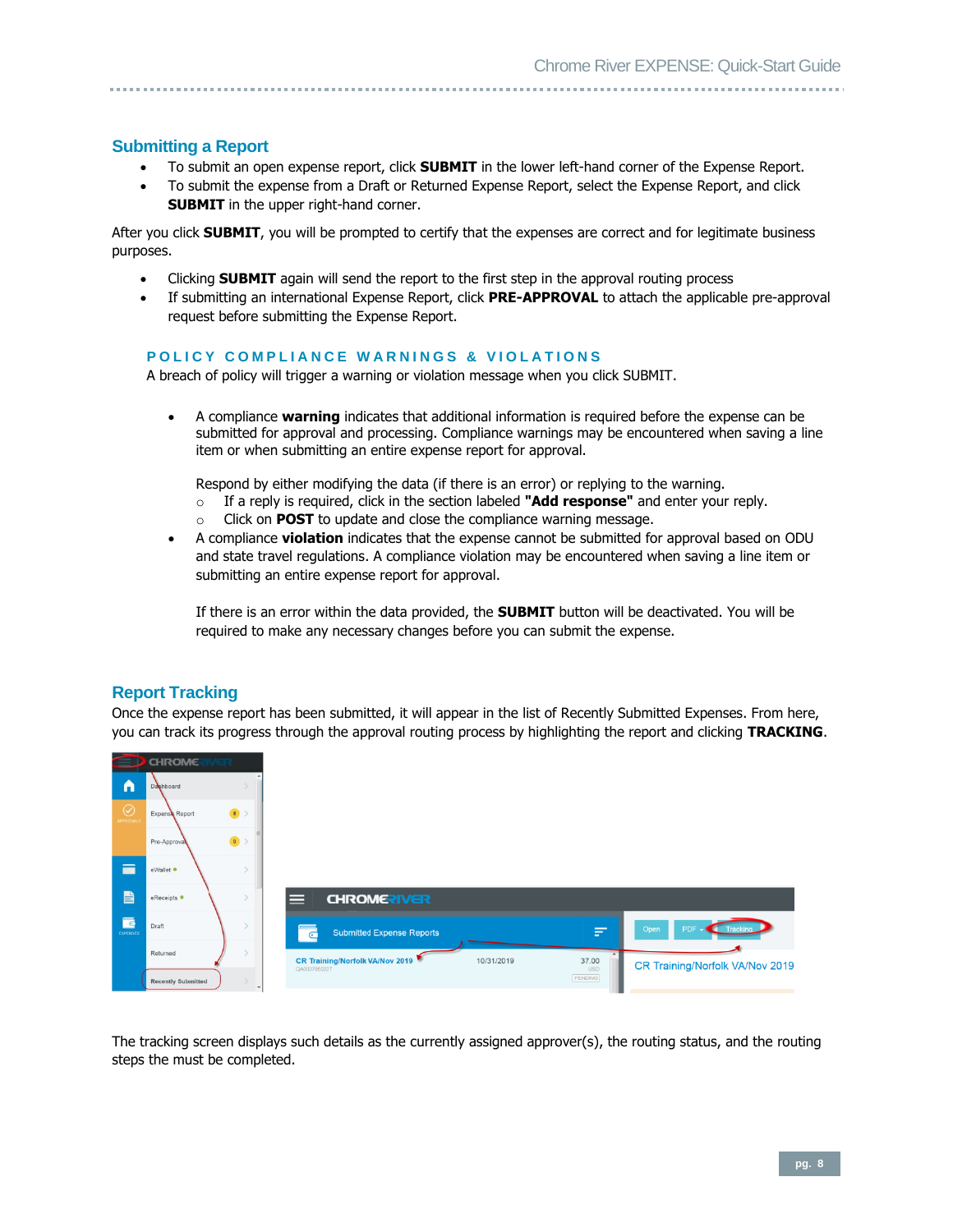## Submitting a Report

- To submit an open expense report, click **SUBMIT** in the lower left-hand corner of the Expense Report.
- To submit the expense from a Draft or Returned Expense Report, select the Expense Report, and click **SUBMIT** in the upper right-hand corner.

After you click **SUBMIT**, you will be prompted to certify that the expenses are correct and for legitimate business purposes.

- Clicking **SUBMIT** again will send the report to the first step in the approval routing process
- If submitting an international Expense Report, click **PRE-APPROVAL** to attach the applicable pre-approval request before submitting the Expense Report.

### POLICY COMPLIANCE WARNINGS & VIOLATIONS

A breach of policy will trigger a warning or violation message when you click SUBMIT.

- A compliance **warning** indicates that additional information is required before the expense can be submitted for approval and processing. Compliance warnings may be encountered when saving a line item or when submitting an entire expense report for approval.

  Respond by either modifying the data (if there is an error) or replying to the warning.
  - If a reply is required, click in the section labeled **"Add response"** and enter your reply.
  - Click on **POST** to update and close the compliance warning message.
- A compliance **violation** indicates that the expense cannot be submitted for approval based on ODU and state travel regulations. A compliance violation may be encountered when saving a line item or submitting an entire expense report for approval.

  If there is an error within the data provided, the **SUBMIT** button will be deactivated. You will be required to make any necessary changes before you can submit the expense.

## Report Tracking

Once the expense report has been submitted, it will appear in the list of Recently Submitted Expenses. From here, you can track its progress through the approval routing process by highlighting the report and clicking **TRACKING**.

The tracking screen displays such details as the currently assigned approver(s), the routing status, and the routing steps the must be completed.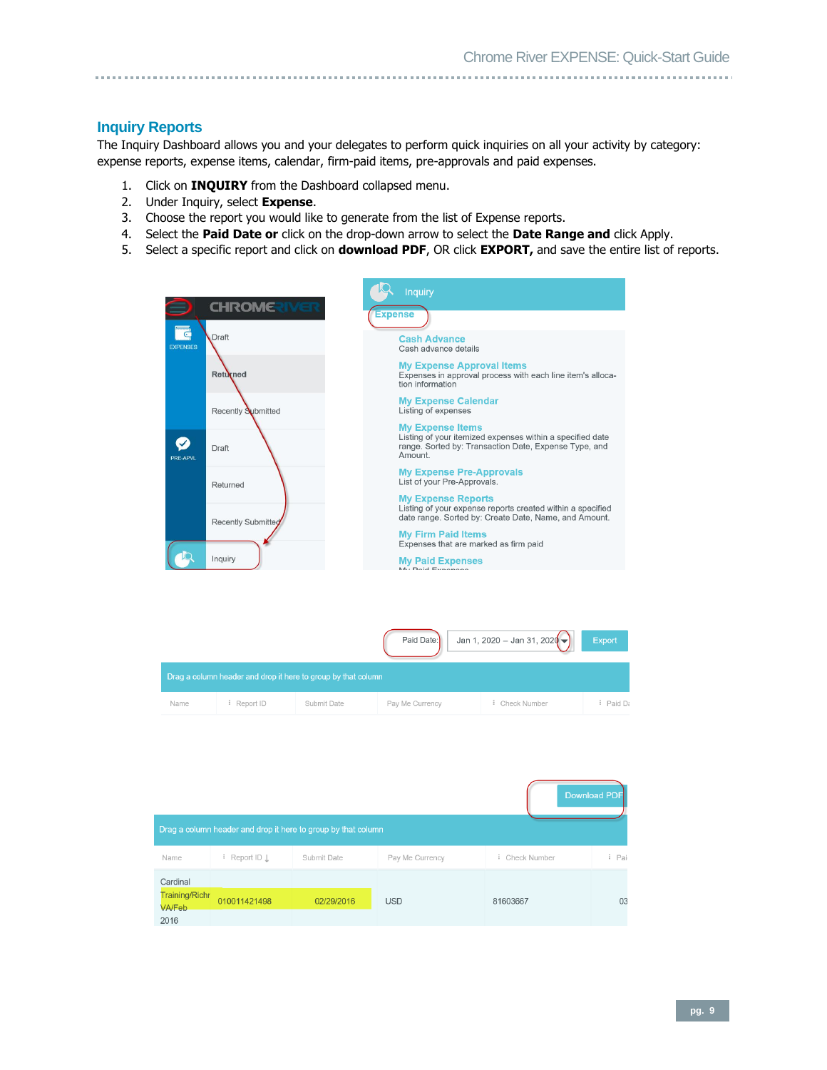## Inquiry Reports

The Inquiry Dashboard allows you and your delegates to perform quick inquiries on all your activity by category: expense reports, expense items, calendar, firm-paid items, pre-approvals and paid expenses.

1. Click on **INQUIRY** from the Dashboard collapsed menu.
2. Under Inquiry, select **Expense**.
3. Choose the report you would like to generate from the list of Expense reports.
4. Select the **Paid Date or** click on the drop-down arrow to select the **Date Range and** click Apply.
5. Select a specific report and click on **download PDF**, OR click **EXPORT,** and save the entire list of reports.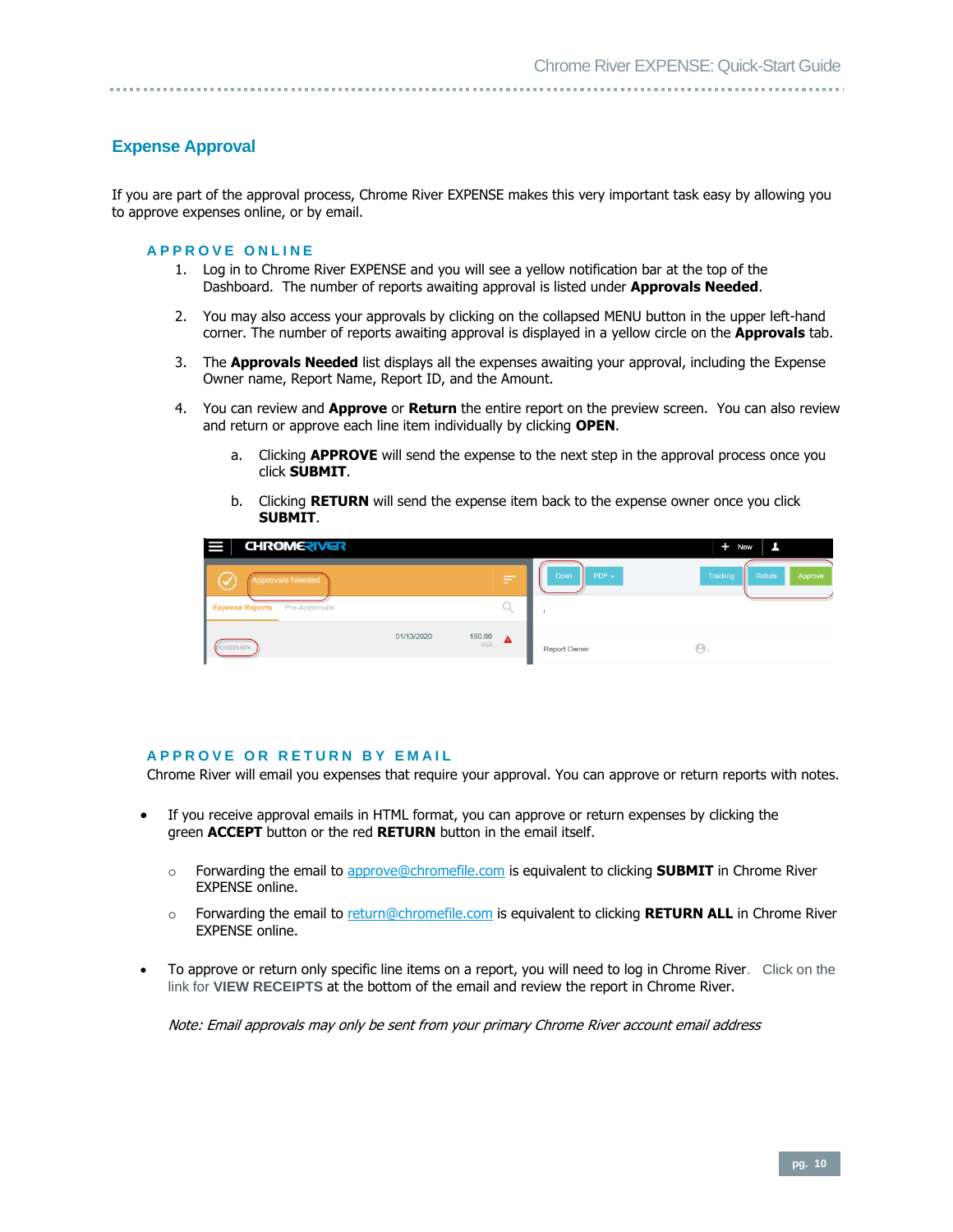## Expense Approval

If you are part of the approval process, Chrome River EXPENSE makes this very important task easy by allowing you to approve expenses online, or by email.

### APPROVE ONLINE

1. Log in to Chrome River EXPENSE and you will see a yellow notification bar at the top of the Dashboard. The number of reports awaiting approval is listed under **Approvals Needed**.
2. You may also access your approvals by clicking on the collapsed MENU button in the upper left-hand corner. The number of reports awaiting approval is displayed in a yellow circle on the **Approvals** tab.
3. The **Approvals Needed** list displays all the expenses awaiting your approval, including the Expense Owner name, Report Name, Report ID, and the Amount.
4. You can review and **Approve** or **Return** the entire report on the preview screen. You can also review and return or approve each line item individually by clicking **OPEN**.
   a. Clicking **APPROVE** will send the expense to the next step in the approval process once you click **SUBMIT**.
   b. Clicking **RETURN** will send the expense item back to the expense owner once you click **SUBMIT**.

### APPROVE OR RETURN BY EMAIL

Chrome River will email you expenses that require your approval. You can approve or return reports with notes.

- If you receive approval emails in HTML format, you can approve or return expenses by clicking the green **ACCEPT** button or the red **RETURN** button in the email itself.
  - Forwarding the email to approve@chromefile.com is equivalent to clicking **SUBMIT** in Chrome River EXPENSE online.
  - Forwarding the email to return@chromefile.com is equivalent to clicking **RETURN ALL** in Chrome River EXPENSE online.
- To approve or return only specific line items on a report, you will need to log in Chrome River. Click on the link for **VIEW RECEIPTS** at the bottom of the email and review the report in Chrome River.

*Note: Email approvals may only be sent from your primary Chrome River account email address*